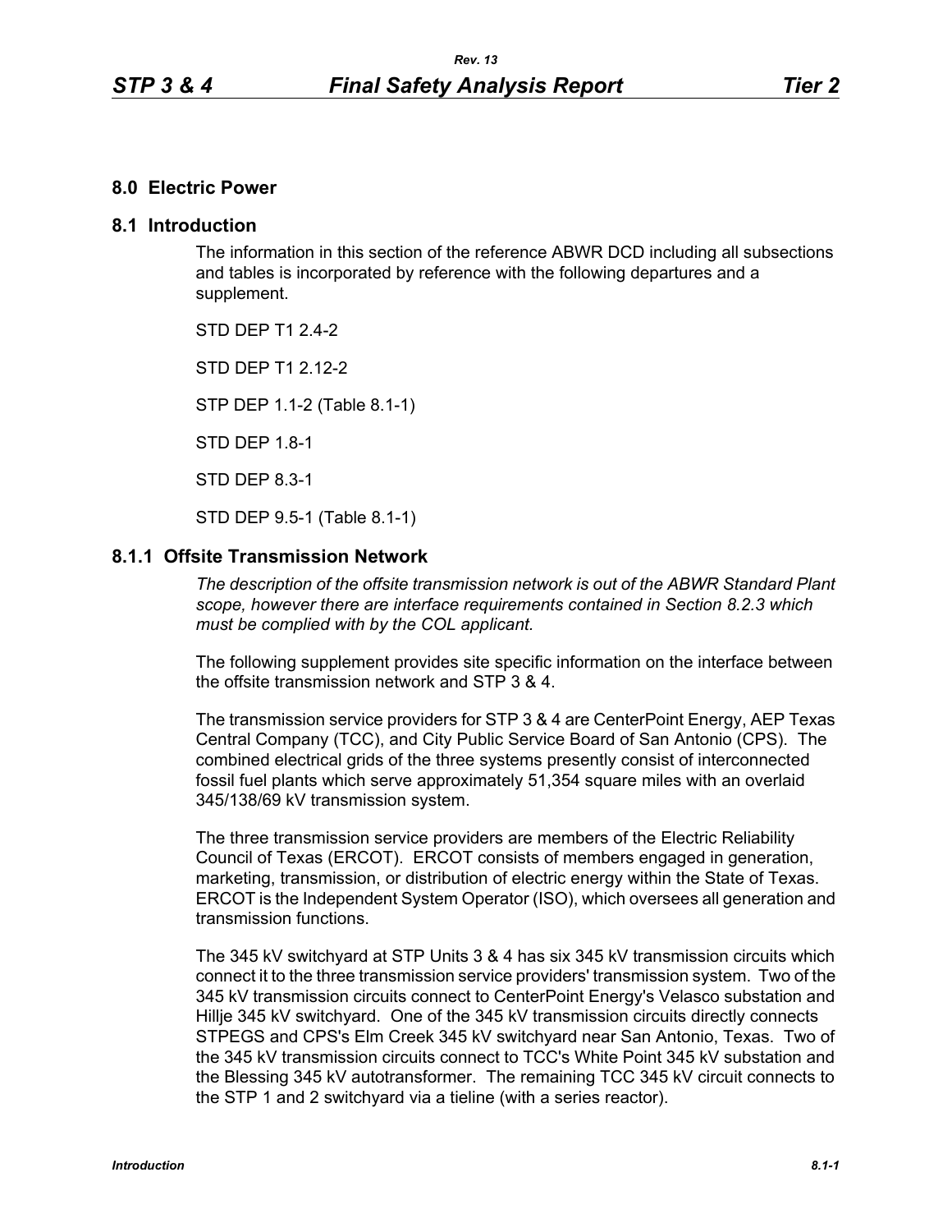## 8.0 Electric Power

## 8.1 Introduction

The information in this section of the reference ABWR DCD including all subsections and tables is incorporated by reference with the following departures and a supplement.

STD DEP T1 2.4-2

STD DEP T1 2.12-2

STP DEP 1.1-2 (Table 8.1-1)

STD DEP 1.8-1

STD DEP 8.3-1

STD DEP 9.5-1 (Table 8.1-1)

### 8.1.1 Offsite Transmission Network

*The description of the offsite transmission network is out of the ABWR Standard Plant scope, however there are interface requirements contained in Section 8.2.3 which must be complied with by the COL applicant.*

The following supplement provides site specific information on the interface between the offsite transmission network and STP 3 & 4.

The transmission service providers for STP 3 & 4 are CenterPoint Energy, AEP Texas Central Company (TCC), and City Public Service Board of San Antonio (CPS). The combined electrical grids of the three systems presently consist of interconnected fossil fuel plants which serve approximately 51,354 square miles with an overlaid 345/138/69 kV transmission system.

The three transmission service providers are members of the Electric Reliability Council of Texas (ERCOT). ERCOT consists of members engaged in generation, marketing, transmission, or distribution of electric energy within the State of Texas. ERCOT is the Independent System Operator (ISO), which oversees all generation and transmission functions.

The 345 kV switchyard at STP Units 3 & 4 has six 345 kV transmission circuits which connect it to the three transmission service providers' transmission system. Two of the 345 kV transmission circuits connect to CenterPoint Energy's Velasco substation and Hillje 345 kV switchyard. One of the 345 kV transmission circuits directly connects STPEGS and CPS's Elm Creek 345 kV switchyard near San Antonio, Texas. Two of the 345 kV transmission circuits connect to TCC's White Point 345 kV substation and the Blessing 345 kV autotransformer. The remaining TCC 345 kV circuit connects to the STP 1 and 2 switchyard via a tieline (with a series reactor).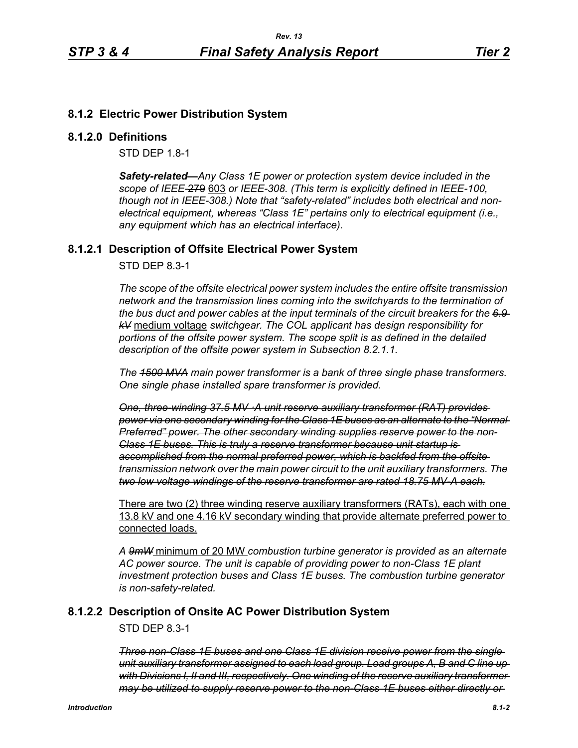## 8.1.2 Electric Power Distribution System

### 8.1.2.0 Definitions

STD DEP 1.8-1

***Safety-related*** *~~—~~Any Class 1E power or protection system device included in the scope of IEEE~~-279~~* 603 *or IEEE-308. (This term is explicitly defined in IEEE-100, though not in IEEE-308.) Note that "safety-related" includes both electrical and non-electrical equipment, whereas "Class 1E" pertains only to electrical equipment (i.e., any equipment which has an electrical interface).*

### 8.1.2.1 Description of Offsite Electrical Power System

STD DEP 8.3-1

*The scope of the offsite electrical power system includes the entire offsite transmission network and the transmission lines coming into the switchyards to the termination of the bus duct and power cables at the input terminals of the circuit breakers for the ~~6.9 kV~~* medium voltage *switchgear. The COL applicant has design responsibility for portions of the offsite power system. The scope split is as defined in the detailed description of the offsite power system in Subsection 8.2.1.1.*

*The ~~1500 MVA~~ main power transformer is a bank of three single phase transformers. One single phase installed spare transformer is provided.*

*~~One, three-winding 37.5 MV ·A unit reserve auxiliary transformer (RAT) provides power via one secondary winding for the Class 1E buses as an alternate to the "Normal Preferred" power. The other secondary winding supplies reserve power to the non-Class 1E buses. This is truly a reserve transformer because unit startup is accomplished from the normal preferred power, which is backfed from the offsite transmission network over the main power circuit to the unit auxiliary transformers. The two low voltage windings of the reserve transformer are rated 18.75 MV·A each.~~*

There are two (2) three winding reserve auxiliary transformers (RATs), each with one 13.8 kV and one 4.16 kV secondary winding that provide alternate preferred power to connected loads.

*A ~~9mW~~* minimum of 20 MW *combustion turbine generator is provided as an alternate AC power source. The unit is capable of providing power to non-Class 1E plant investment protection buses and Class 1E buses. The combustion turbine generator is non-safety-related.*

### 8.1.2.2 Description of Onsite AC Power Distribution System

STD DEP 8.3-1

*~~Three non-Class 1E buses and one Class 1E division receive power from the single unit auxiliary transformer assigned to each load group. Load groups A, B and C line up with Divisions I, II and III, respectively. One winding of the reserve auxiliary transformer may be utilized to supply reserve power to the non-Class 1E buses either directly or~~*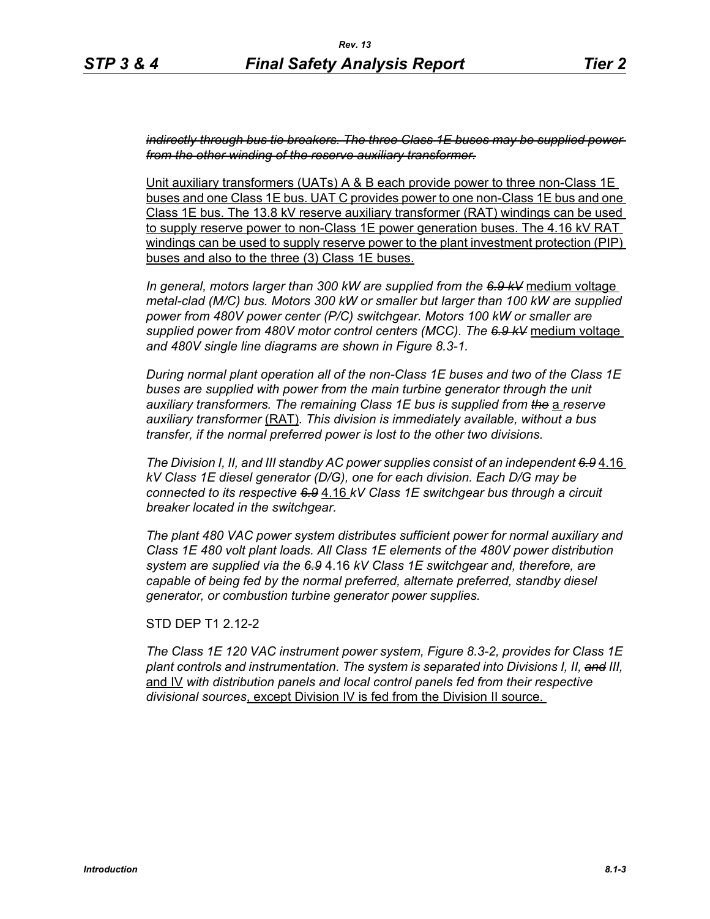~~*indirectly through bus tie breakers. The three Class 1E buses may be supplied power from the other winding of the reserve auxiliary transformer.*~~

<u>Unit auxiliary transformers (UATs) A & B each provide power to three non-Class 1E buses and one Class 1E bus. UAT C provides power to one non-Class 1E bus and one Class 1E bus. The 13.8 kV reserve auxiliary transformer (RAT) windings can be used to supply reserve power to non-Class 1E power generation buses. The 4.16 kV RAT windings can be used to supply reserve power to the plant investment protection (PIP) buses and also to the three (3) Class 1E buses.</u>

*In general, motors larger than 300 kW are supplied from the ~~6.9 kV~~* <u>medium voltage</u> *metal-clad (M/C) bus. Motors 300 kW or smaller but larger than 100 kW are supplied power from 480V power center (P/C) switchgear. Motors 100 kW or smaller are supplied power from 480V motor control centers (MCC). The ~~6.9 kV~~* <u>medium voltage</u> *and 480V single line diagrams are shown in Figure 8.3-1.*

*During normal plant operation all of the non-Class 1E buses and two of the Class 1E buses are supplied with power from the main turbine generator through the unit auxiliary transformers. The remaining Class 1E bus is supplied from ~~the~~* <u>a</u> *reserve auxiliary transformer* <u>(RAT)</u>*. This division is immediately available, without a bus transfer, if the normal preferred power is lost to the other two divisions.*

*The Division I, II, and III standby AC power supplies consist of an independent ~~6.9~~* <u>4.16</u> *kV Class 1E diesel generator (D/G), one for each division. Each D/G may be connected to its respective ~~6.9~~* <u>4.16</u> *kV Class 1E switchgear bus through a circuit breaker located in the switchgear.*

*The plant 480 VAC power system distributes sufficient power for normal auxiliary and Class 1E 480 volt plant loads. All Class 1E elements of the 480V power distribution system are supplied via the ~~6.9~~* 4.16 *kV Class 1E switchgear and, therefore, are capable of being fed by the normal preferred, alternate preferred, standby diesel generator, or combustion turbine generator power supplies.*

STD DEP T1 2.12-2

*The Class 1E 120 VAC instrument power system, Figure 8.3-2, provides for Class 1E plant controls and instrumentation. The system is separated into Divisions I, II, ~~and~~ III,* <u>and IV</u> *with distribution panels and local control panels fed from their respective divisional sources*<u>, except Division IV is fed from the Division II source.</u>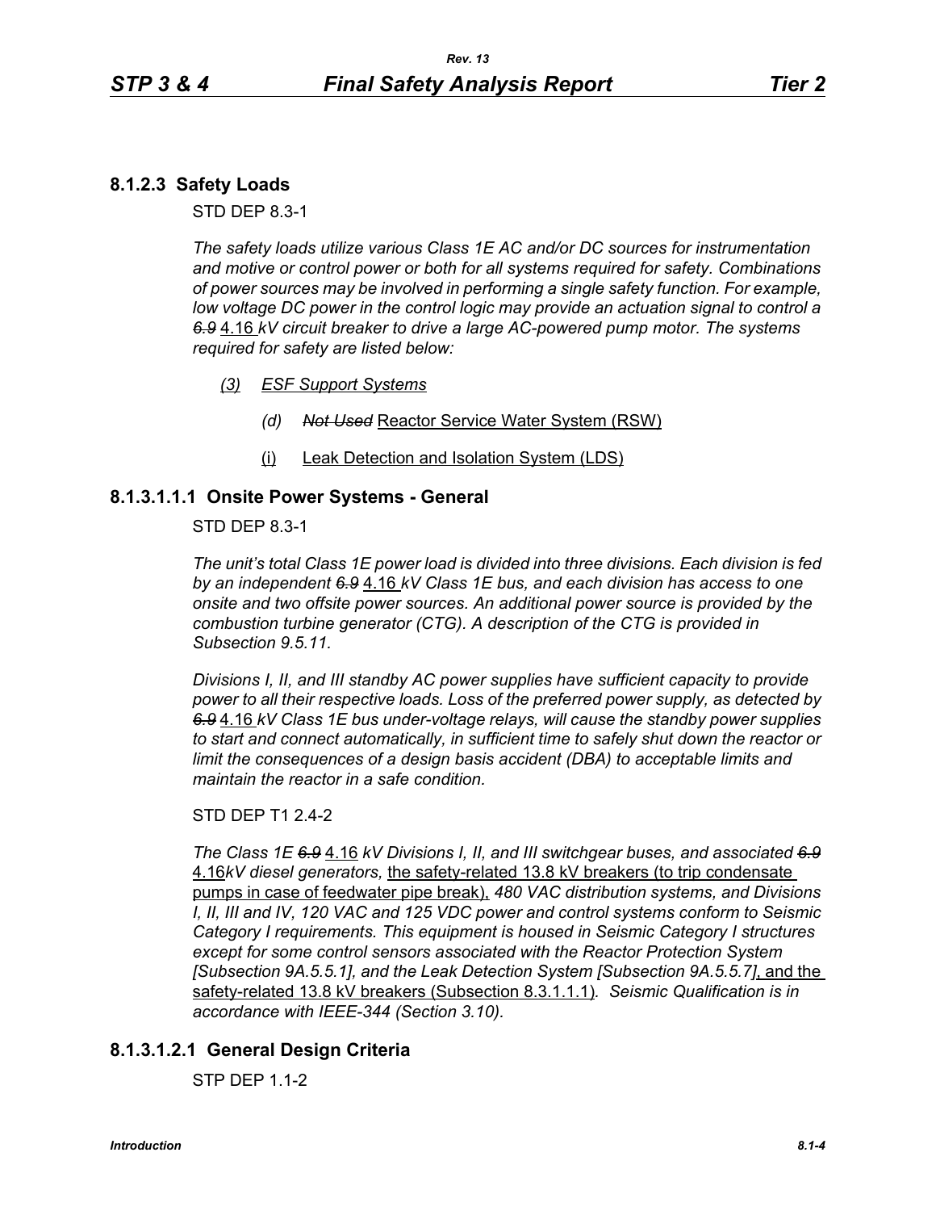## 8.1.2.3 Safety Loads

STD DEP 8.3-1

*The safety loads utilize various Class 1E AC and/or DC sources for instrumentation and motive or control power or both for all systems required for safety. Combinations of power sources may be involved in performing a single safety function. For example, low voltage DC power in the control logic may provide an actuation signal to control a ~~6.9~~* 4.16 *kV circuit breaker to drive a large AC-powered pump motor. The systems required for safety are listed below:*

*(3) ESF Support Systems*

*(d) ~~Not Used~~* Reactor Service Water System (RSW)

(i) Leak Detection and Isolation System (LDS)

## 8.1.3.1.1.1 Onsite Power Systems - General

STD DEP 8.3-1

*The unit's total Class 1E power load is divided into three divisions. Each division is fed by an independent ~~6.9~~* 4.16 *kV Class 1E bus, and each division has access to one onsite and two offsite power sources. An additional power source is provided by the combustion turbine generator (CTG). A description of the CTG is provided in Subsection 9.5.11.*

*Divisions I, II, and III standby AC power supplies have sufficient capacity to provide power to all their respective loads. Loss of the preferred power supply, as detected by ~~6.9~~* 4.16 *kV Class 1E bus under-voltage relays, will cause the standby power supplies to start and connect automatically, in sufficient time to safely shut down the reactor or limit the consequences of a design basis accident (DBA) to acceptable limits and maintain the reactor in a safe condition.*

STD DEP T1 2.4-2

*The Class 1E ~~6.9~~* 4.16 *kV Divisions I, II, and III switchgear buses, and associated ~~6.9~~* 4.16*kV diesel generators,* the safety-related 13.8 kV breakers (to trip condensate pumps in case of feedwater pipe break), *480 VAC distribution systems, and Divisions I, II, III and IV, 120 VAC and 125 VDC power and control systems conform to Seismic Category I requirements. This equipment is housed in Seismic Category I structures except for some control sensors associated with the Reactor Protection System [Subsection 9A.5.5.1], and the Leak Detection System [Subsection 9A.5.5.7]*, and the safety-related 13.8 kV breakers (Subsection 8.3.1.1.1)*. Seismic Qualification is in accordance with IEEE-344 (Section 3.10).*

## 8.1.3.1.2.1 General Design Criteria

STP DEP 1.1-2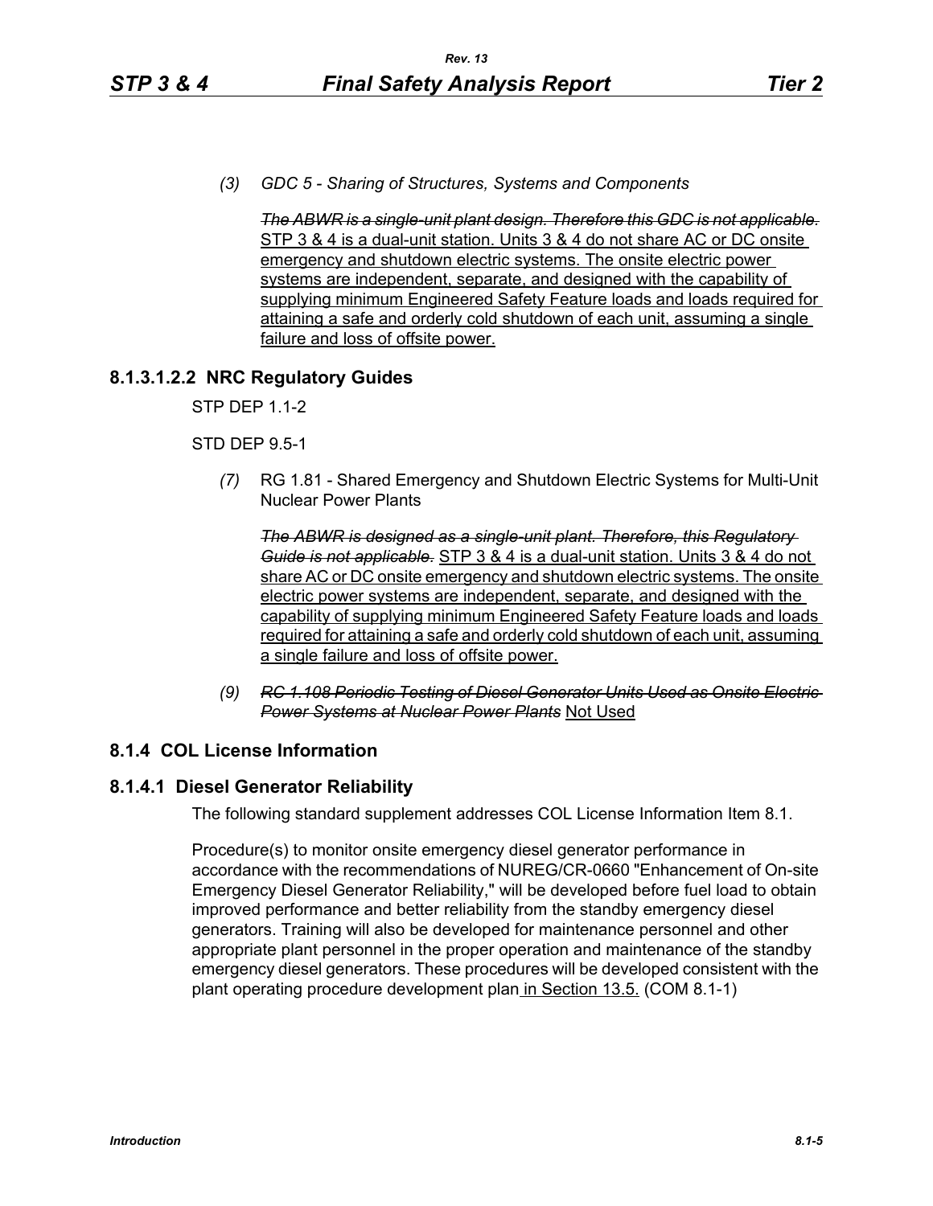*(3) GDC 5 - Sharing of Structures, Systems and Components*

~~*The ABWR is a single-unit plant design. Therefore this GDC is not applicable.*~~ STP 3 & 4 is a dual-unit station. Units 3 & 4 do not share AC or DC onsite emergency and shutdown electric systems. The onsite electric power systems are independent, separate, and designed with the capability of supplying minimum Engineered Safety Feature loads and loads required for attaining a safe and orderly cold shutdown of each unit, assuming a single failure and loss of offsite power.

### 8.1.3.1.2.2 NRC Regulatory Guides

STP DEP 1.1-2

STD DEP 9.5-1

*(7)* RG 1.81 - Shared Emergency and Shutdown Electric Systems for Multi-Unit Nuclear Power Plants

~~*The ABWR is designed as a single-unit plant. Therefore, this Regulatory Guide is not applicable.*~~ STP 3 & 4 is a dual-unit station. Units 3 & 4 do not share AC or DC onsite emergency and shutdown electric systems. The onsite electric power systems are independent, separate, and designed with the capability of supplying minimum Engineered Safety Feature loads and loads required for attaining a safe and orderly cold shutdown of each unit, assuming a single failure and loss of offsite power.

*(9)* ~~*RG 1.108 Periodic Testing of Diesel Generator Units Used as Onsite Electric Power Systems at Nuclear Power Plants*~~ Not Used

## 8.1.4 COL License Information

### 8.1.4.1 Diesel Generator Reliability

The following standard supplement addresses COL License Information Item 8.1.

Procedure(s) to monitor onsite emergency diesel generator performance in accordance with the recommendations of NUREG/CR-0660 "Enhancement of On-site Emergency Diesel Generator Reliability," will be developed before fuel load to obtain improved performance and better reliability from the standby emergency diesel generators. Training will also be developed for maintenance personnel and other appropriate plant personnel in the proper operation and maintenance of the standby emergency diesel generators. These procedures will be developed consistent with the plant operating procedure development plan in Section 13.5. (COM 8.1-1)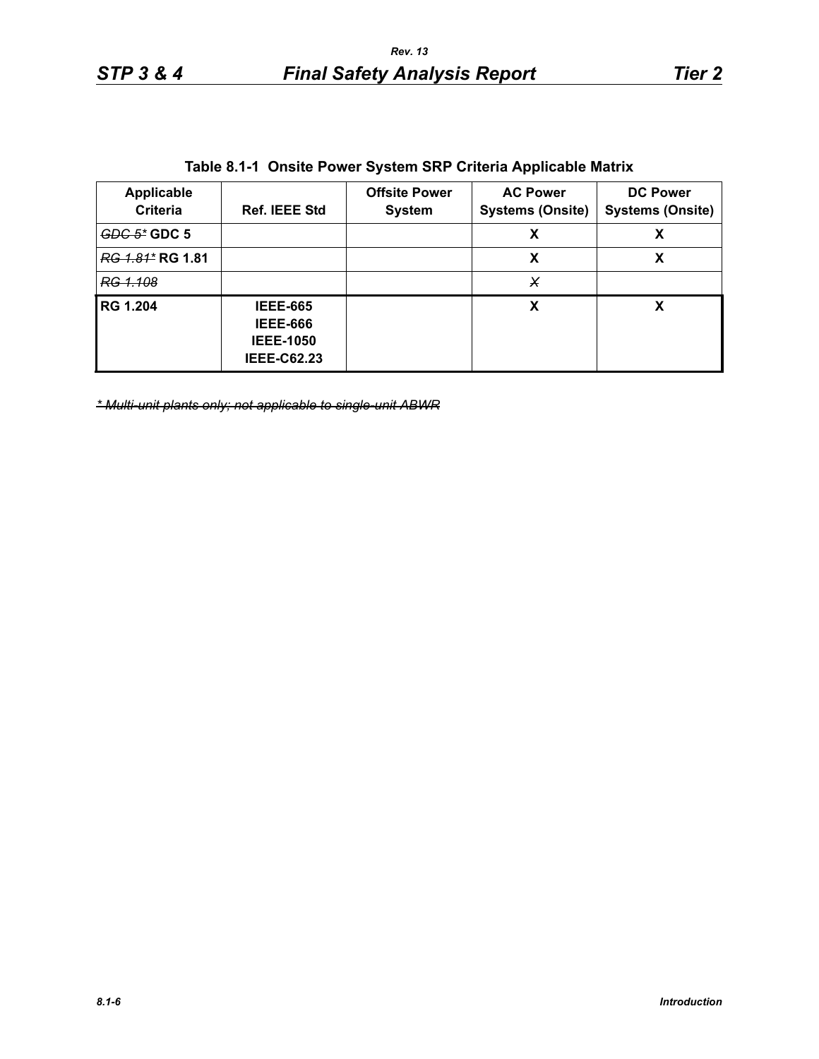Table 8.1-1 Onsite Power System SRP Criteria Applicable Matrix

| Applicable Criteria | Ref. IEEE Std | Offsite Power System | AC Power Systems (Onsite) | DC Power Systems (Onsite) |
|---|---|---|---|---|
| ~~*GDC 5**~~ **GDC 5** | | | **X** | **X** |
| ~~*RG 1.81**~~ **RG 1.81** | | | **X** | **X** |
| ~~*RG 1.108*~~ | | | ~~*X*~~ | |
| **RG 1.204** | **IEEE-665** **IEEE-666** **IEEE-1050** **IEEE-C62.23** | | **X** | **X** |

~~*\* Multi-unit plants only; not applicable to single-unit ABWR*~~